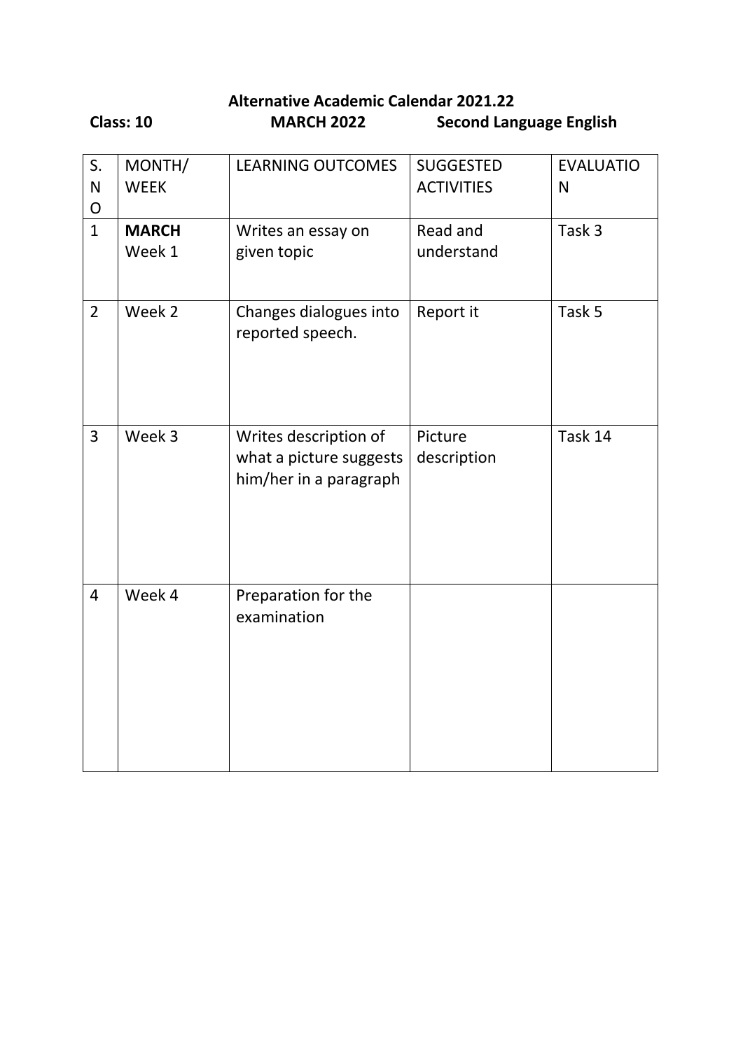**Alternative Academic Calendar 2021.22**

**Class: 10** **MARCH 2022** **Second Language English**

| S. NO | MONTH/ WEEK | LEARNING OUTCOMES | SUGGESTED ACTIVITIES | EVALUATION |
|---|---|---|---|---|
| 1 | **MARCH** Week 1 | Writes an essay on given topic | Read and understand | Task 3 |
| 2 | Week 2 | Changes dialogues into reported speech. | Report it | Task 5 |
| 3 | Week 3 | Writes description of what a picture suggests him/her in a paragraph | Picture description | Task 14 |
| 4 | Week 4 | Preparation for the examination | | |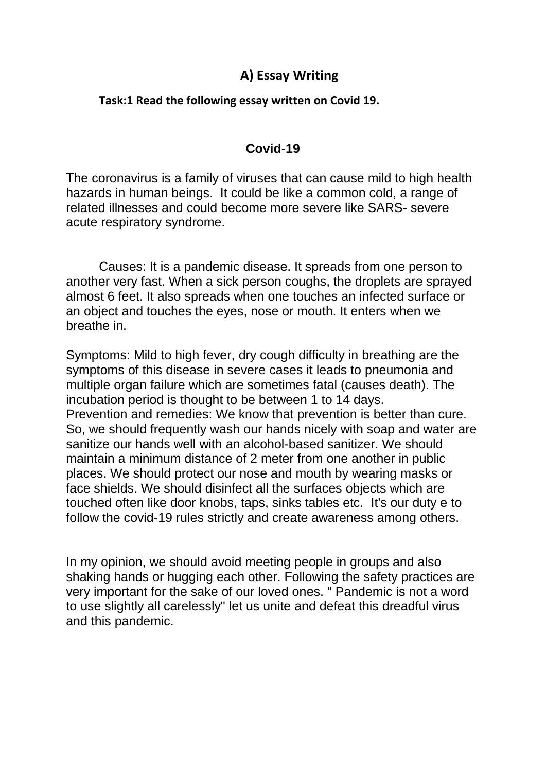## A) Essay Writing

**Task:1 Read the following essay written on Covid 19.**

### Covid-19

The coronavirus is a family of viruses that can cause mild to high health hazards in human beings. It could be like a common cold, a range of related illnesses and could become more severe like SARS- severe acute respiratory syndrome.

Causes: It is a pandemic disease. It spreads from one person to another very fast. When a sick person coughs, the droplets are sprayed almost 6 feet. It also spreads when one touches an infected surface or an object and touches the eyes, nose or mouth. It enters when we breathe in.

Symptoms: Mild to high fever, dry cough difficulty in breathing are the symptoms of this disease in severe cases it leads to pneumonia and multiple organ failure which are sometimes fatal (causes death). The incubation period is thought to be between 1 to 14 days.
Prevention and remedies: We know that prevention is better than cure. So, we should frequently wash our hands nicely with soap and water are sanitize our hands well with an alcohol-based sanitizer. We should maintain a minimum distance of 2 meter from one another in public places. We should protect our nose and mouth by wearing masks or face shields. We should disinfect all the surfaces objects which are touched often like door knobs, taps, sinks tables etc. It's our duty e to follow the covid-19 rules strictly and create awareness among others.

In my opinion, we should avoid meeting people in groups and also shaking hands or hugging each other. Following the safety practices are very important for the sake of our loved ones. " Pandemic is not a word to use slightly all carelessly" let us unite and defeat this dreadful virus and this pandemic.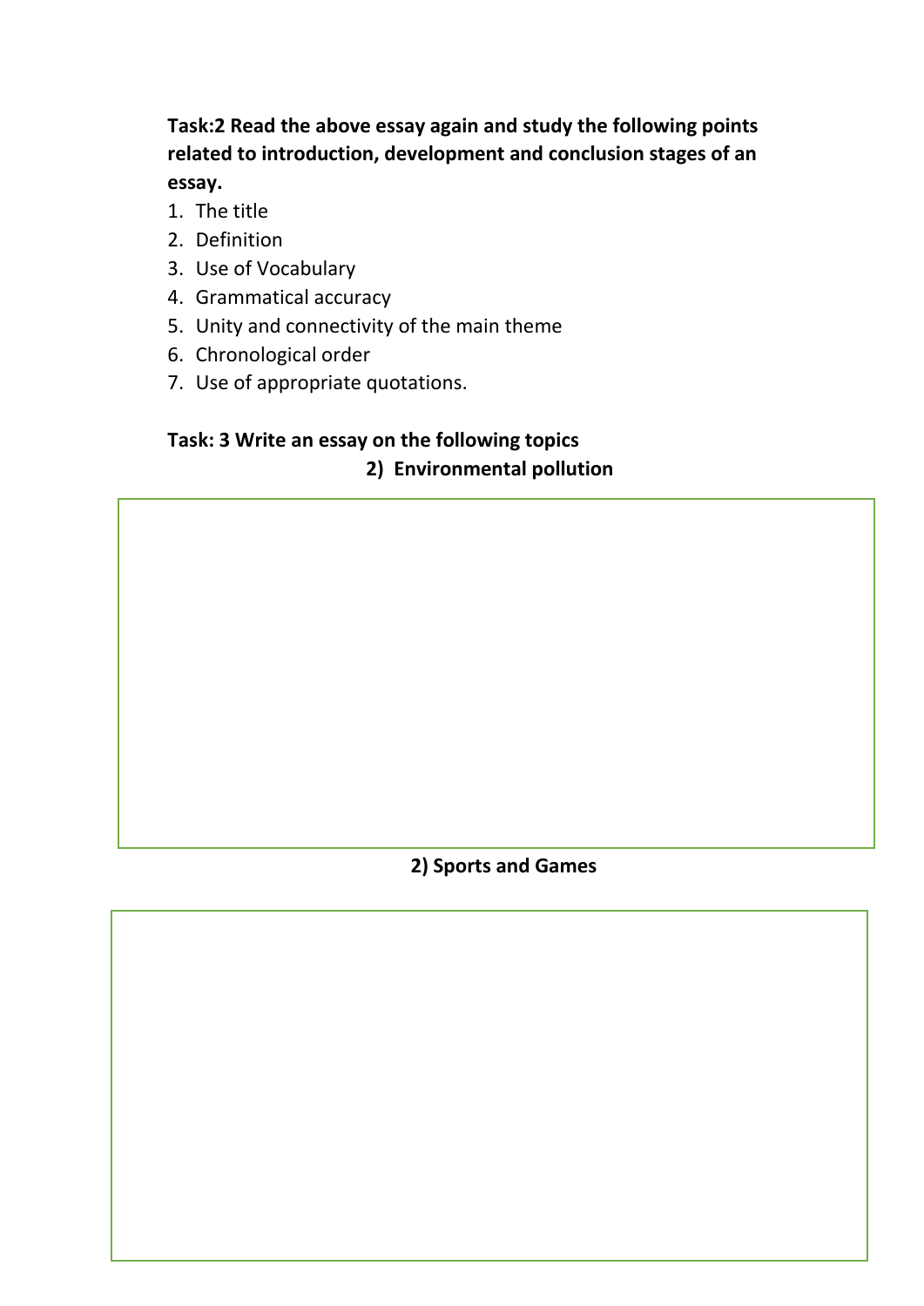**Task:2 Read the above essay again and study the following points related to introduction, development and conclusion stages of an essay.**

1. The title
2. Definition
3. Use of Vocabulary
4. Grammatical accuracy
5. Unity and connectivity of the main theme
6. Chronological order
7. Use of appropriate quotations.

**Task: 3 Write an essay on the following topics**

**2) Environmental pollution**

**2) Sports and Games**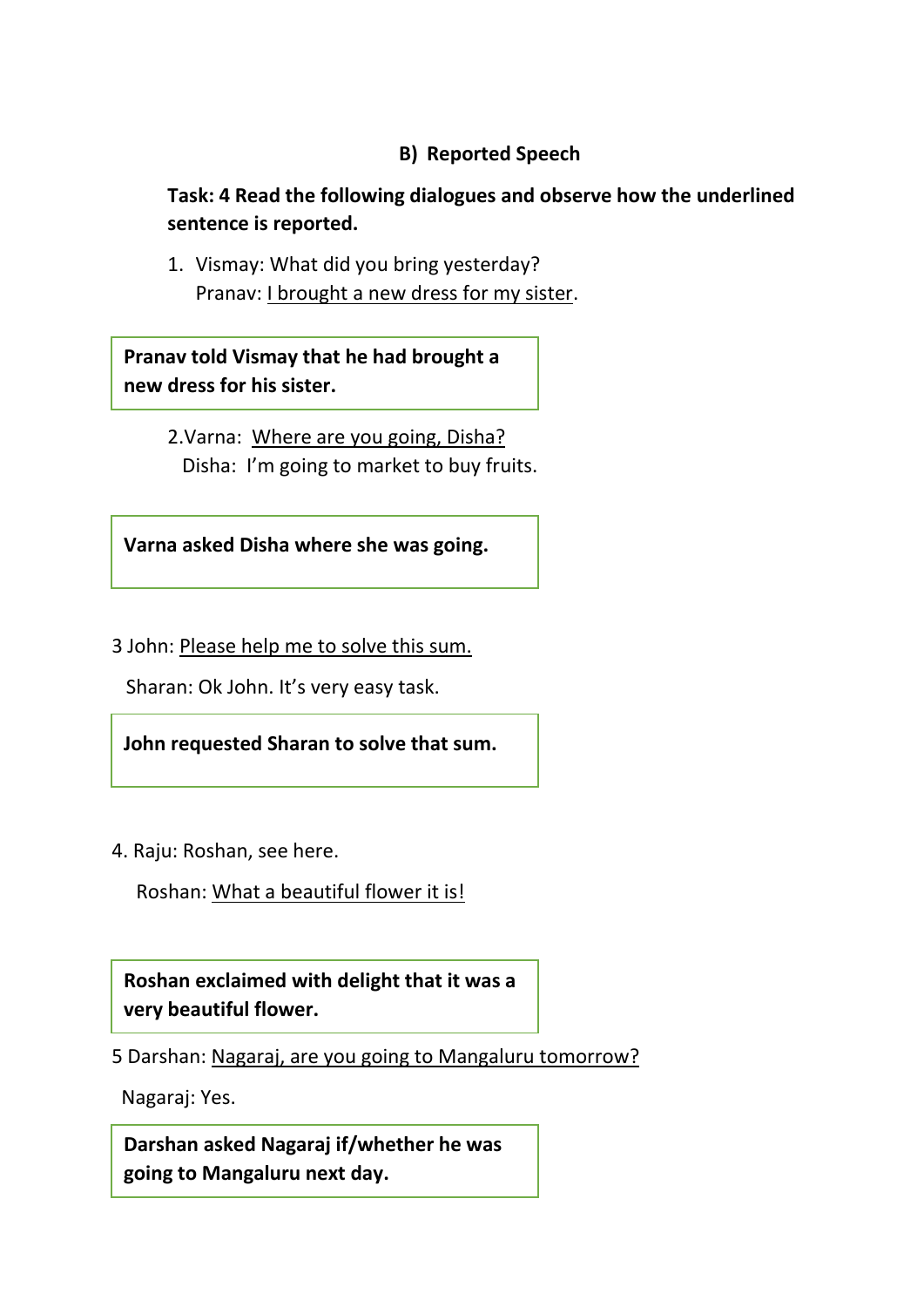## B) Reported Speech

**Task: 4 Read the following dialogues and observe how the underlined sentence is reported.**

1. Vismay: What did you bring yesterday?
   Pranav: <u>I brought a new dress for my sister</u>.

> **Pranav told Vismay that he had brought a new dress for his sister.**

2. Varna: <u>Where are you going, Disha?</u>
   Disha: I'm going to market to buy fruits.

> **Varna asked Disha where she was going.**

3 John: <u>Please help me to solve this sum.</u>

Sharan: Ok John. It's very easy task.

> **John requested Sharan to solve that sum.**

4. Raju: Roshan, see here.

Roshan: <u>What a beautiful flower it is!</u>

> **Roshan exclaimed with delight that it was a very beautiful flower.**

5 Darshan: <u>Nagaraj, are you going to Mangaluru tomorrow?</u>

Nagaraj: Yes.

> **Darshan asked Nagaraj if/whether he was going to Mangaluru next day.**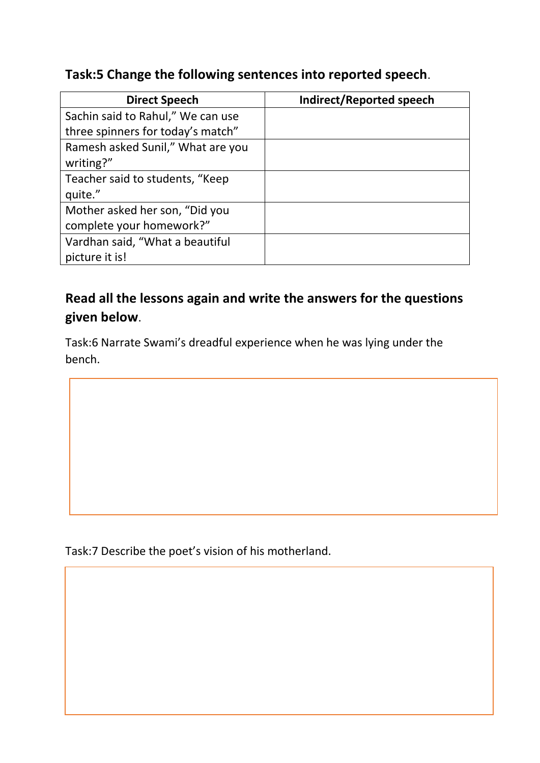## Task:5 Change the following sentences into reported speech.

| Direct Speech | Indirect/Reported speech |
|---|---|
| Sachin said to Rahul," We can use three spinners for today's match" | |
| Ramesh asked Sunil," What are you writing?" | |
| Teacher said to students, "Keep quite." | |
| Mother asked her son, "Did you complete your homework?" | |
| Vardhan said, "What a beautiful picture it is! | |

## Read all the lessons again and write the answers for the questions given below.

Task:6 Narrate Swami's dreadful experience when he was lying under the bench.

Task:7 Describe the poet's vision of his motherland.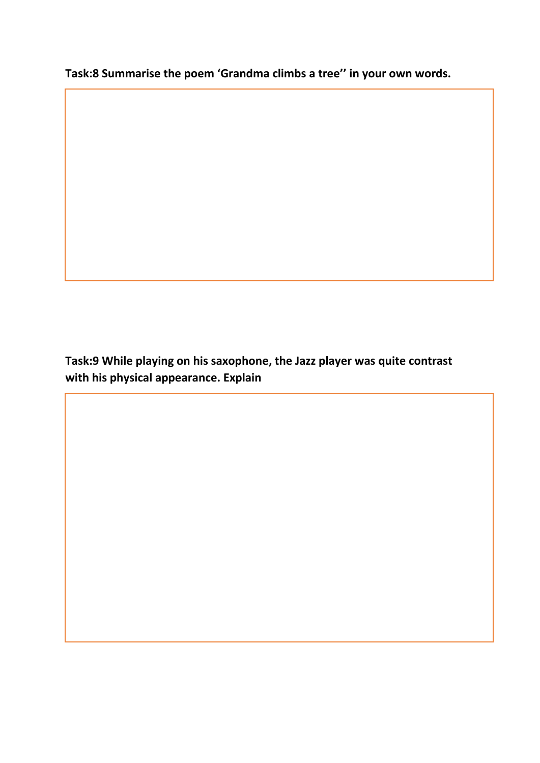**Task:8 Summarise the poem 'Grandma climbs a tree'' in your own words.**

**Task:9 While playing on his saxophone, the Jazz player was quite contrast with his physical appearance. Explain**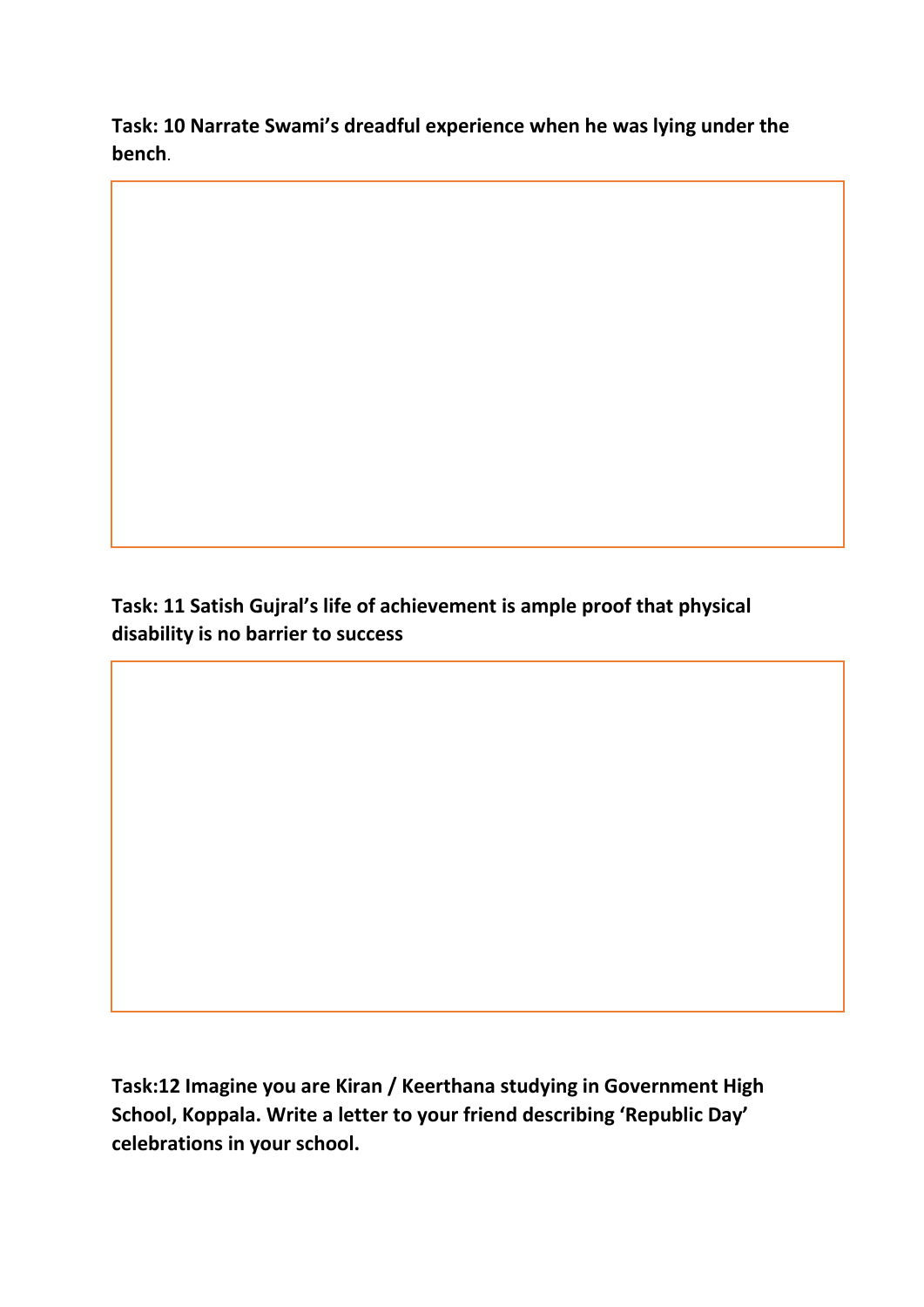**Task: 10 Narrate Swami's dreadful experience when he was lying under the bench.**

**Task: 11 Satish Gujral's life of achievement is ample proof that physical disability is no barrier to success**

**Task:12 Imagine you are Kiran / Keerthana studying in Government High School, Koppala. Write a letter to your friend describing 'Republic Day' celebrations in your school.**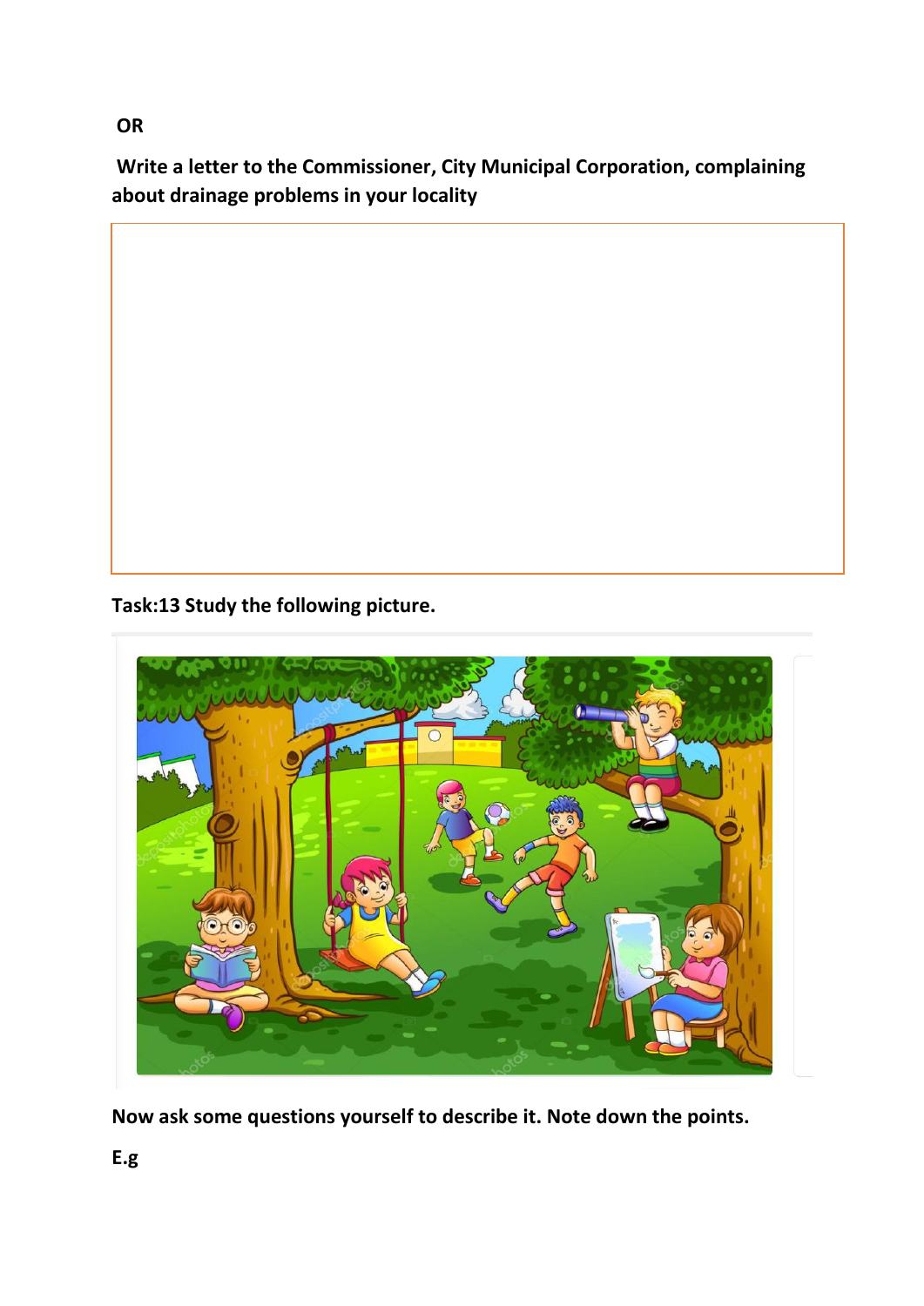**OR**

**Write a letter to the Commissioner, City Municipal Corporation, complaining about drainage problems in your locality**

**Task:13 Study the following picture.**

**Now ask some questions yourself to describe it. Note down the points.**

**E.g**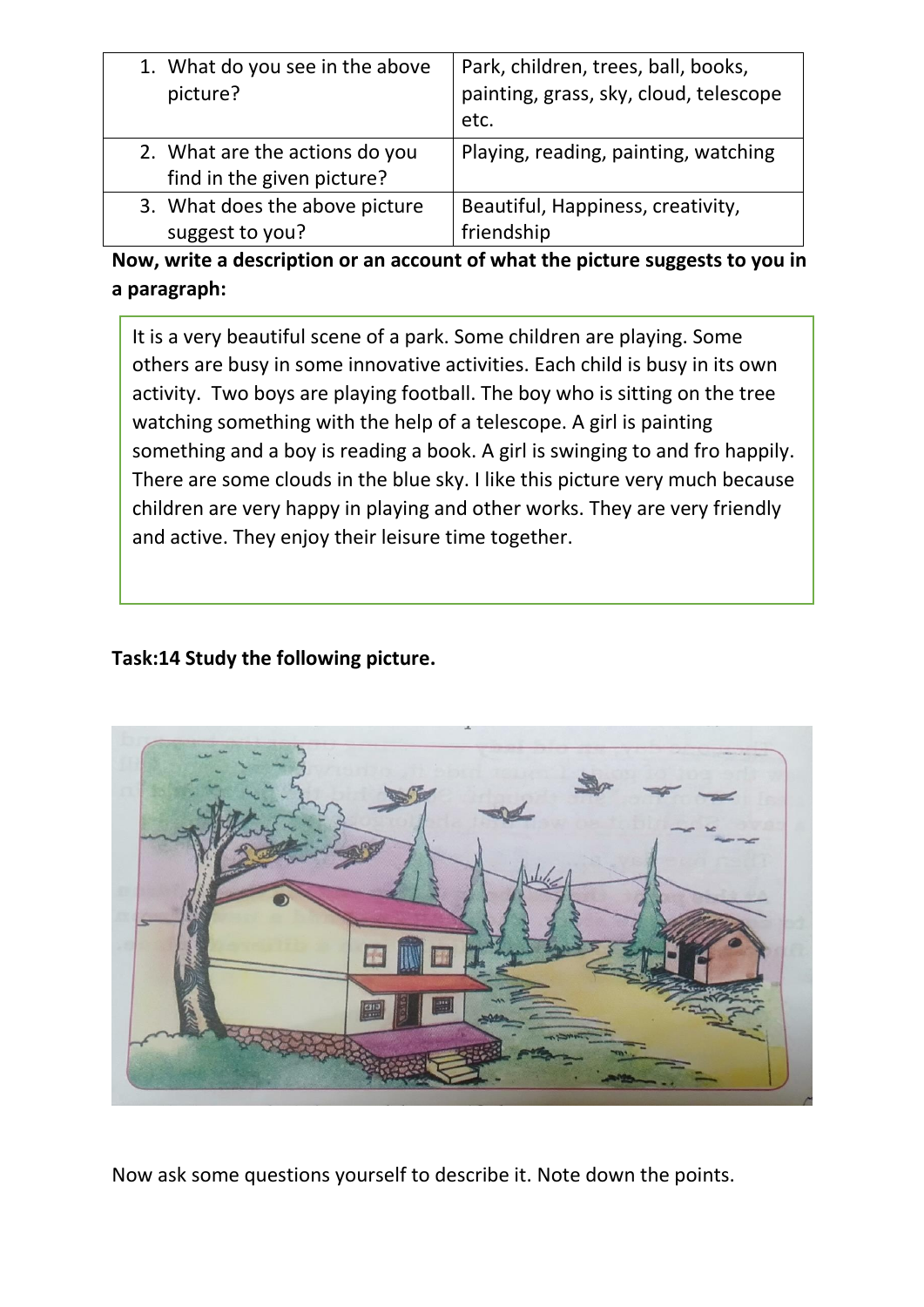| 1. What do you see in the above picture? | Park, children, trees, ball, books, painting, grass, sky, cloud, telescope etc. |
|---|---|
| 2. What are the actions do you find in the given picture? | Playing, reading, painting, watching |
| 3. What does the above picture suggest to you? | Beautiful, Happiness, creativity, friendship |

**Now, write a description or an account of what the picture suggests to you in a paragraph:**

It is a very beautiful scene of a park. Some children are playing. Some others are busy in some innovative activities. Each child is busy in its own activity. Two boys are playing football. The boy who is sitting on the tree watching something with the help of a telescope. A girl is painting something and a boy is reading a book. A girl is swinging to and fro happily. There are some clouds in the blue sky. I like this picture very much because children are very happy in playing and other works. They are very friendly and active. They enjoy their leisure time together.

**Task:14 Study the following picture.**

Now ask some questions yourself to describe it. Note down the points.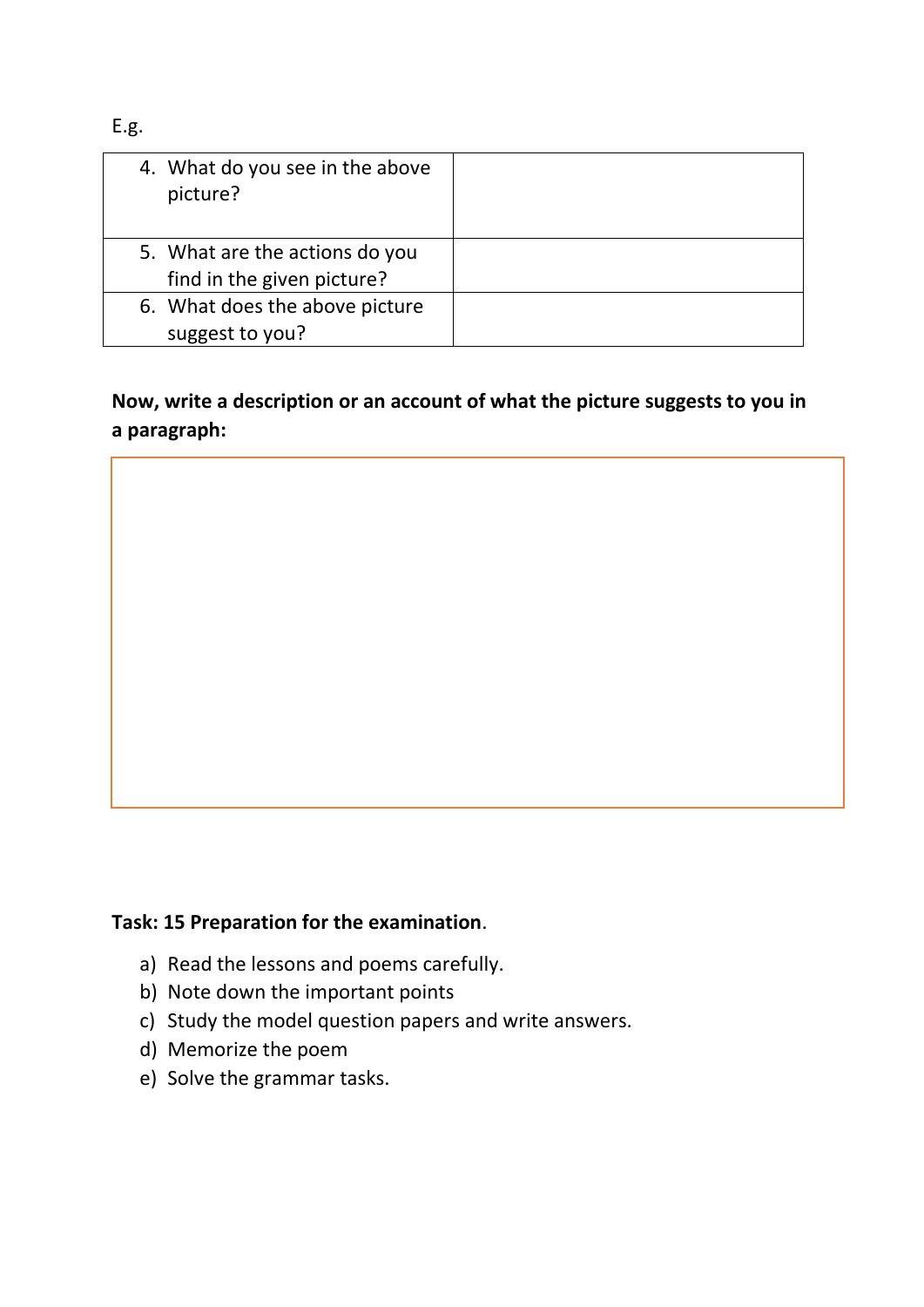E.g.

| | |
|---|---|
| 4. What do you see in the above picture? | |
| 5. What are the actions do you find in the given picture? | |
| 6. What does the above picture suggest to you? | |

**Now, write a description or an account of what the picture suggests to you in a paragraph:**

**Task: 15 Preparation for the examination**.

a) Read the lessons and poems carefully.
b) Note down the important points
c) Study the model question papers and write answers.
d) Memorize the poem
e) Solve the grammar tasks.